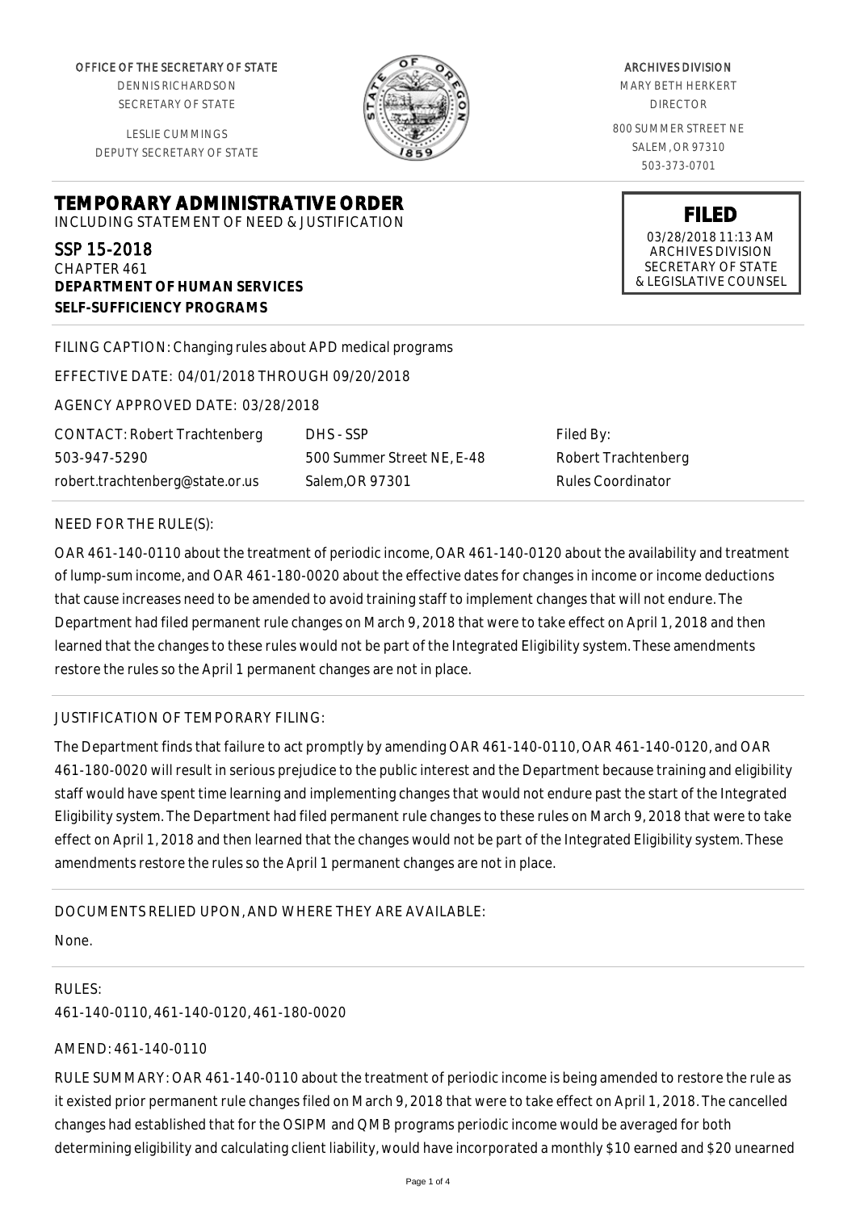OFFICE OF THE SECRETARY OF STATE
DENNIS RICHARDSON
SECRETARY OF STATE

LESLIE CUMMINGS
DEPUTY SECRETARY OF STATE

ARCHIVES DIVISION
MARY BETH HERKERT
DIRECTOR

800 SUMMER STREET NE
SALEM, OR 97310
503-373-0701

**FILED**
03/28/2018 11:13 AM
ARCHIVES DIVISION
SECRETARY OF STATE
& LEGISLATIVE COUNSEL

# TEMPORARY ADMINISTRATIVE ORDER

INCLUDING STATEMENT OF NEED & JUSTIFICATION

SSP 15-2018
CHAPTER 461
**DEPARTMENT OF HUMAN SERVICES**
**SELF-SUFFICIENCY PROGRAMS**

FILING CAPTION: Changing rules about APD medical programs

EFFECTIVE DATE: 04/01/2018 THROUGH 09/20/2018

AGENCY APPROVED DATE: 03/28/2018

| CONTACT: Robert Trachtenberg | DHS - SSP | Filed By: |
|---|---|---|
| 503-947-5290 | 500 Summer Street NE, E-48 | Robert Trachtenberg |
| robert.trachtenberg@state.or.us | Salem,OR 97301 | Rules Coordinator |

NEED FOR THE RULE(S):

OAR 461-140-0110 about the treatment of periodic income, OAR 461-140-0120 about the availability and treatment of lump-sum income, and OAR 461-180-0020 about the effective dates for changes in income or income deductions that cause increases need to be amended to avoid training staff to implement changes that will not endure. The Department had filed permanent rule changes on March 9, 2018 that were to take effect on April 1, 2018 and then learned that the changes to these rules would not be part of the Integrated Eligibility system. These amendments restore the rules so the April 1 permanent changes are not in place.

JUSTIFICATION OF TEMPORARY FILING:

The Department finds that failure to act promptly by amending OAR 461-140-0110, OAR 461-140-0120, and OAR 461-180-0020 will result in serious prejudice to the public interest and the Department because training and eligibility staff would have spent time learning and implementing changes that would not endure past the start of the Integrated Eligibility system. The Department had filed permanent rule changes to these rules on March 9, 2018 that were to take effect on April 1, 2018 and then learned that the changes would not be part of the Integrated Eligibility system. These amendments restore the rules so the April 1 permanent changes are not in place.

DOCUMENTS RELIED UPON, AND WHERE THEY ARE AVAILABLE:

None.

RULES:

461-140-0110, 461-140-0120, 461-180-0020

AMEND: 461-140-0110

RULE SUMMARY: OAR 461-140-0110 about the treatment of periodic income is being amended to restore the rule as it existed prior permanent rule changes filed on March 9, 2018 that were to take effect on April 1, 2018. The cancelled changes had established that for the OSIPM and QMB programs periodic income would be averaged for both determining eligibility and calculating client liability, would have incorporated a monthly $10 earned and $20 unearned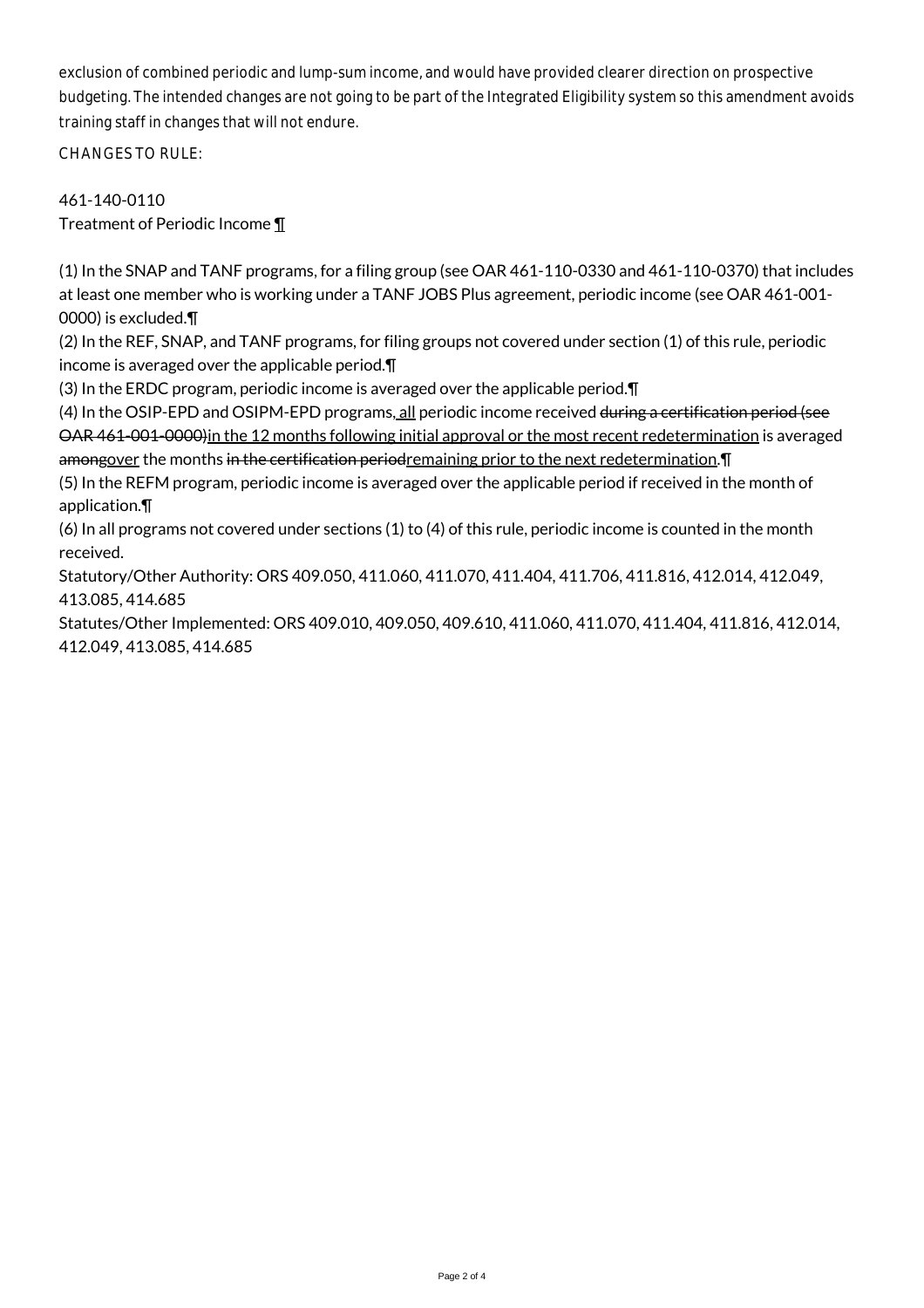exclusion of combined periodic and lump-sum income, and would have provided clearer direction on prospective budgeting. The intended changes are not going to be part of the Integrated Eligibility system so this amendment avoids training staff in changes that will not endure.

CHANGES TO RULE:

461-140-0110
Treatment of Periodic Income ¶

(1) In the SNAP and TANF programs, for a filing group (see OAR 461-110-0330 and 461-110-0370) that includes at least one member who is working under a TANF JOBS Plus agreement, periodic income (see OAR 461-001-0000) is excluded.¶
(2) In the REF, SNAP, and TANF programs, for filing groups not covered under section (1) of this rule, periodic income is averaged over the applicable period.¶
(3) In the ERDC program, periodic income is averaged over the applicable period.¶
(4) In the OSIP-EPD and OSIPM-EPD programs<u>, all</u> periodic income received ~~during a certification period (see OAR 461-001-0000)~~<u>in the 12 months following initial approval or the most recent redetermination</u> is averaged ~~among~~<u>over</u> the months ~~in the certification period~~<u>remaining prior to the next redetermination</u>.¶
(5) In the REFM program, periodic income is averaged over the applicable period if received in the month of application.¶
(6) In all programs not covered under sections (1) to (4) of this rule, periodic income is counted in the month received.
Statutory/Other Authority: ORS 409.050, 411.060, 411.070, 411.404, 411.706, 411.816, 412.014, 412.049, 413.085, 414.685
Statutes/Other Implemented: ORS 409.010, 409.050, 409.610, 411.060, 411.070, 411.404, 411.816, 412.014, 412.049, 413.085, 414.685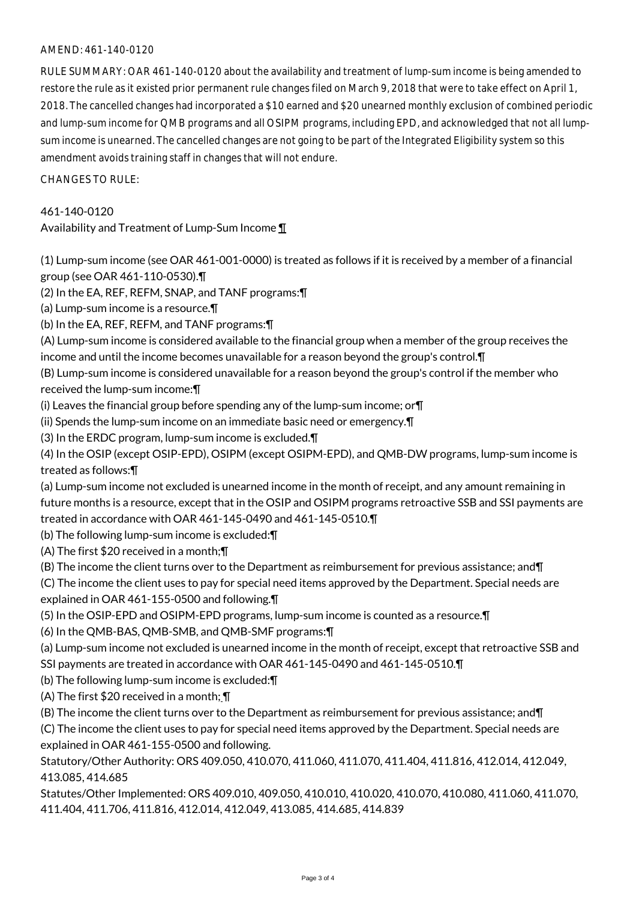AMEND: 461-140-0120

RULE SUMMARY: OAR 461-140-0120 about the availability and treatment of lump-sum income is being amended to restore the rule as it existed prior permanent rule changes filed on March 9, 2018 that were to take effect on April 1, 2018. The cancelled changes had incorporated a $10 earned and $20 unearned monthly exclusion of combined periodic and lump-sum income for QMB programs and all OSIPM programs, including EPD, and acknowledged that not all lump-sum income is unearned. The cancelled changes are not going to be part of the Integrated Eligibility system so this amendment avoids training staff in changes that will not endure.

CHANGES TO RULE:

461-140-0120
Availability and Treatment of Lump-Sum Income ¶

(1) Lump-sum income (see OAR 461-001-0000) is treated as follows if it is received by a member of a financial group (see OAR 461-110-0530).¶
(2) In the EA, REF, REFM, SNAP, and TANF programs:¶
(a) Lump-sum income is a resource.¶
(b) In the EA, REF, REFM, and TANF programs:¶
(A) Lump-sum income is considered available to the financial group when a member of the group receives the income and until the income becomes unavailable for a reason beyond the group's control.¶
(B) Lump-sum income is considered unavailable for a reason beyond the group's control if the member who received the lump-sum income:¶
(i) Leaves the financial group before spending any of the lump-sum income; or¶
(ii) Spends the lump-sum income on an immediate basic need or emergency.¶
(3) In the ERDC program, lump-sum income is excluded.¶
(4) In the OSIP (except OSIP-EPD), OSIPM (except OSIPM-EPD), and QMB-DW programs, lump-sum income is treated as follows:¶
(a) Lump-sum income not excluded is unearned income in the month of receipt, and any amount remaining in future months is a resource, except that in the OSIP and OSIPM programs retroactive SSB and SSI payments are treated in accordance with OAR 461-145-0490 and 461-145-0510.¶
(b) The following lump-sum income is excluded:¶
(A) The first $20 received in a month;¶
(B) The income the client turns over to the Department as reimbursement for previous assistance; and¶
(C) The income the client uses to pay for special need items approved by the Department. Special needs are explained in OAR 461-155-0500 and following.¶
(5) In the OSIP-EPD and OSIPM-EPD programs, lump-sum income is counted as a resource.¶
(6) In the QMB-BAS, QMB-SMB, and QMB-SMF programs:¶
(a) Lump-sum income not excluded is unearned income in the month of receipt, except that retroactive SSB and SSI payments are treated in accordance with OAR 461-145-0490 and 461-145-0510.¶
(b) The following lump-sum income is excluded:¶
(A) The first $20 received in a month; ¶
(B) The income the client turns over to the Department as reimbursement for previous assistance; and¶
(C) The income the client uses to pay for special need items approved by the Department. Special needs are explained in OAR 461-155-0500 and following.

Statutory/Other Authority: ORS 409.050, 410.070, 411.060, 411.070, 411.404, 411.816, 412.014, 412.049, 413.085, 414.685

Statutes/Other Implemented: ORS 409.010, 409.050, 410.010, 410.020, 410.070, 410.080, 411.060, 411.070, 411.404, 411.706, 411.816, 412.014, 412.049, 413.085, 414.685, 414.839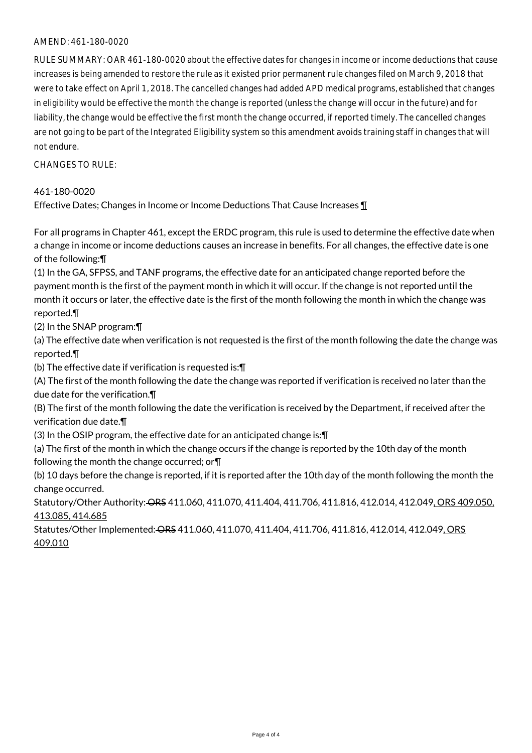AMEND: 461-180-0020

RULE SUMMARY: OAR 461-180-0020 about the effective dates for changes in income or income deductions that cause increases is being amended to restore the rule as it existed prior permanent rule changes filed on March 9, 2018 that were to take effect on April 1, 2018. The cancelled changes had added APD medical programs, established that changes in eligibility would be effective the month the change is reported (unless the change will occur in the future) and for liability, the change would be effective the first month the change occurred, if reported timely. The cancelled changes are not going to be part of the Integrated Eligibility system so this amendment avoids training staff in changes that will not endure.

CHANGES TO RULE:

461-180-0020
Effective Dates; Changes in Income or Income Deductions That Cause Increases ¶

For all programs in Chapter 461, except the ERDC program, this rule is used to determine the effective date when a change in income or income deductions causes an increase in benefits. For all changes, the effective date is one of the following:¶
(1) In the GA, SFPSS, and TANF programs, the effective date for an anticipated change reported before the payment month is the first of the payment month in which it will occur. If the change is not reported until the month it occurs or later, the effective date is the first of the month following the month in which the change was reported.¶
(2) In the SNAP program:¶
(a) The effective date when verification is not requested is the first of the month following the date the change was reported.¶
(b) The effective date if verification is requested is:¶
(A) The first of the month following the date the change was reported if verification is received no later than the due date for the verification.¶
(B) The first of the month following the date the verification is received by the Department, if received after the verification due date.¶
(3) In the OSIP program, the effective date for an anticipated change is:¶
(a) The first of the month in which the change occurs if the change is reported by the 10th day of the month following the month the change occurred; or¶
(b) 10 days before the change is reported, if it is reported after the 10th day of the month following the month the change occurred.

Statutory/Other Authority: ~~ORS~~ 411.060, 411.070, 411.404, 411.706, 411.816, 412.014, 412.049, ORS 409.050, 413.085, 414.685

Statutes/Other Implemented: ~~ORS~~ 411.060, 411.070, 411.404, 411.706, 411.816, 412.014, 412.049, ORS 409.010